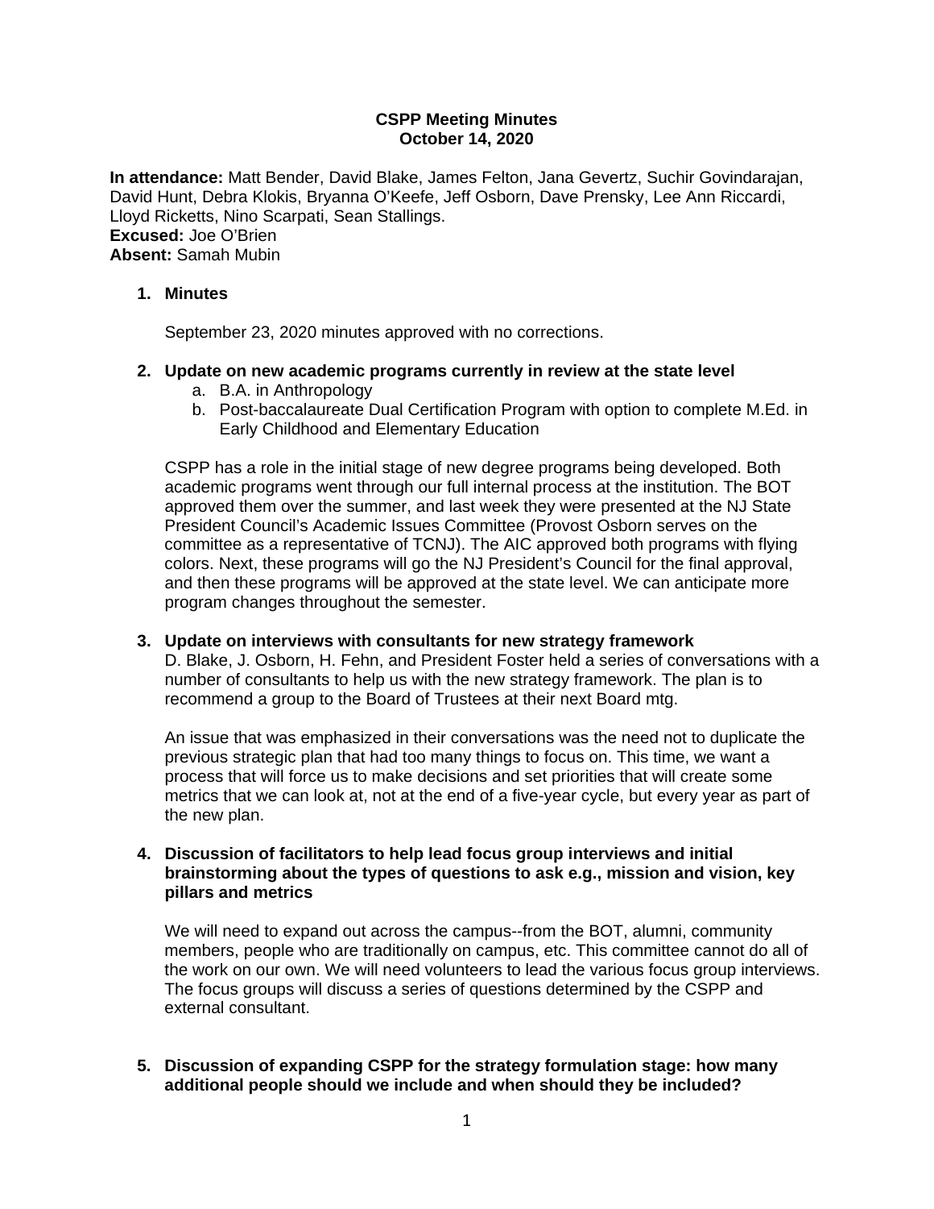**CSPP Meeting Minutes**
**October 14, 2020**

**In attendance:** Matt Bender, David Blake, James Felton, Jana Gevertz, Suchir Govindarajan, David Hunt, Debra Klokis, Bryanna O'Keefe, Jeff Osborn, Dave Prensky, Lee Ann Riccardi, Lloyd Ricketts, Nino Scarpati, Sean Stallings.
**Excused:** Joe O'Brien
**Absent:** Samah Mubin

1. **Minutes**

   September 23, 2020 minutes approved with no corrections.

2. **Update on new academic programs currently in review at the state level**
   a. B.A. in Anthropology
   b. Post-baccalaureate Dual Certification Program with option to complete M.Ed. in Early Childhood and Elementary Education

   CSPP has a role in the initial stage of new degree programs being developed. Both academic programs went through our full internal process at the institution. The BOT approved them over the summer, and last week they were presented at the NJ State President Council's Academic Issues Committee (Provost Osborn serves on the committee as a representative of TCNJ). The AIC approved both programs with flying colors. Next, these programs will go the NJ President's Council for the final approval, and then these programs will be approved at the state level. We can anticipate more program changes throughout the semester.

3. **Update on interviews with consultants for new strategy framework**
   D. Blake, J. Osborn, H. Fehn, and President Foster held a series of conversations with a number of consultants to help us with the new strategy framework. The plan is to recommend a group to the Board of Trustees at their next Board mtg.

   An issue that was emphasized in their conversations was the need not to duplicate the previous strategic plan that had too many things to focus on. This time, we want a process that will force us to make decisions and set priorities that will create some metrics that we can look at, not at the end of a five-year cycle, but every year as part of the new plan.

4. **Discussion of facilitators to help lead focus group interviews and initial brainstorming about the types of questions to ask e.g., mission and vision, key pillars and metrics**

   We will need to expand out across the campus--from the BOT, alumni, community members, people who are traditionally on campus, etc. This committee cannot do all of the work on our own. We will need volunteers to lead the various focus group interviews. The focus groups will discuss a series of questions determined by the CSPP and external consultant.

5. **Discussion of expanding CSPP for the strategy formulation stage: how many additional people should we include and when should they be included?**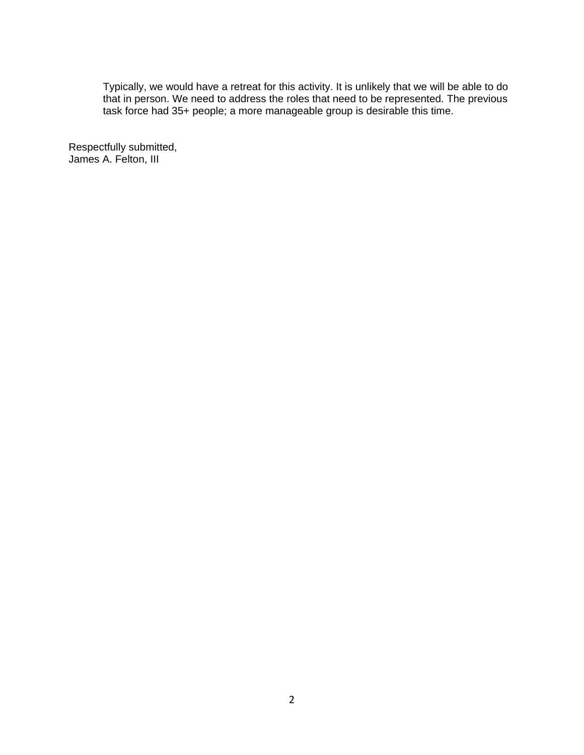Typically, we would have a retreat for this activity. It is unlikely that we will be able to do that in person. We need to address the roles that need to be represented. The previous task force had 35+ people; a more manageable group is desirable this time.

Respectfully submitted,
James A. Felton, III